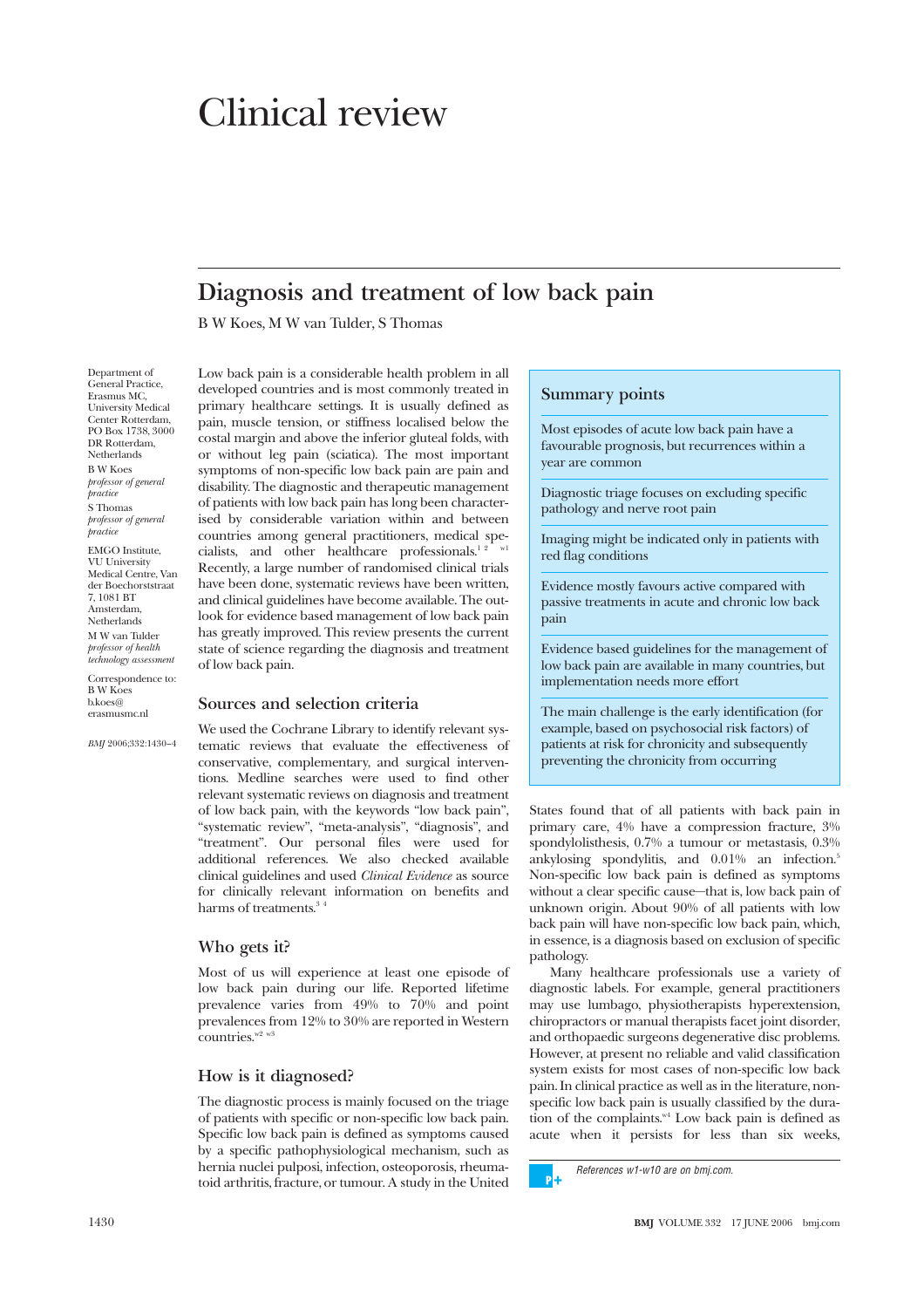# Clinical review

## Diagnosis and treatment of low back pain

B W Koes, M W van Tulder, S Thomas

Department of General Practice, Erasmus MC, University Medical Center Rotterdam, PO Box 1738, 3000 DR Rotterdam, Netherlands
B W Koes
*professor of general practice*
S Thomas
*professor of general practice*

EMGO Institute, VU University Medical Centre, Van der Boechorststraat 7, 1081 BT Amsterdam, Netherlands
M W van Tulder
*professor of health technology assessment*

Correspondence to: B W Koes b.koes@erasmusmc.nl

*BMJ* 2006;332:1430–4

Low back pain is a considerable health problem in all developed countries and is most commonly treated in primary healthcare settings. It is usually defined as pain, muscle tension, or stiffness localised below the costal margin and above the inferior gluteal folds, with or without leg pain (sciatica). The most important symptoms of non-specific low back pain are pain and disability. The diagnostic and therapeutic management of patients with low back pain has long been characterised by considerable variation within and between countries among general practitioners, medical specialists, and other healthcare professionals.[1 2 w1] Recently, a large number of randomised clinical trials have been done, systematic reviews have been written, and clinical guidelines have become available. The outlook for evidence based management of low back pain has greatly improved. This review presents the current state of science regarding the diagnosis and treatment of low back pain.

### Summary points

Most episodes of acute low back pain have a favourable prognosis, but recurrences within a year are common

Diagnostic triage focuses on excluding specific pathology and nerve root pain

Imaging might be indicated only in patients with red flag conditions

Evidence mostly favours active compared with passive treatments in acute and chronic low back pain

Evidence based guidelines for the management of low back pain are available in many countries, but implementation needs more effort

The main challenge is the early identification (for example, based on psychosocial risk factors) of patients at risk for chronicity and subsequently preventing the chronicity from occurring

### Sources and selection criteria

We used the Cochrane Library to identify relevant systematic reviews that evaluate the effectiveness of conservative, complementary, and surgical interventions. Medline searches were used to find other relevant systematic reviews on diagnosis and treatment of low back pain, with the keywords "low back pain", "systematic review", "meta-analysis", "diagnosis", and "treatment". Our personal files were used for additional references. We also checked available clinical guidelines and used *Clinical Evidence* as source for clinically relevant information on benefits and harms of treatments.[3 4]

### Who gets it?

Most of us will experience at least one episode of low back pain during our life. Reported lifetime prevalence varies from 49% to 70% and point prevalences from 12% to 30% are reported in Western countries.[w2 w3]

### How is it diagnosed?

The diagnostic process is mainly focused on the triage of patients with specific or non-specific low back pain. Specific low back pain is defined as symptoms caused by a specific pathophysiological mechanism, such as hernia nuclei pulposi, infection, osteoporosis, rheumatoid arthritis, fracture, or tumour. A study in the United States found that of all patients with back pain in primary care, 4% have a compression fracture, 3% spondylolisthesis, 0.7% a tumour or metastasis, 0.3% ankylosing spondylitis, and 0.01% an infection.[5] Non-specific low back pain is defined as symptoms without a clear specific cause—that is, low back pain of unknown origin. About 90% of all patients with low back pain will have non-specific low back pain, which, in essence, is a diagnosis based on exclusion of specific pathology.

Many healthcare professionals use a variety of diagnostic labels. For example, general practitioners may use lumbago, physiotherapists hyperextension, chiropractors or manual therapists facet joint disorder, and orthopaedic surgeons degenerative disc problems. However, at present no reliable and valid classification system exists for most cases of non-specific low back pain. In clinical practice as well as in the literature, non-specific low back pain is usually classified by the duration of the complaints.[w4] Low back pain is defined as acute when it persists for less than six weeks,

*References w1-w10 are on bmj.com.*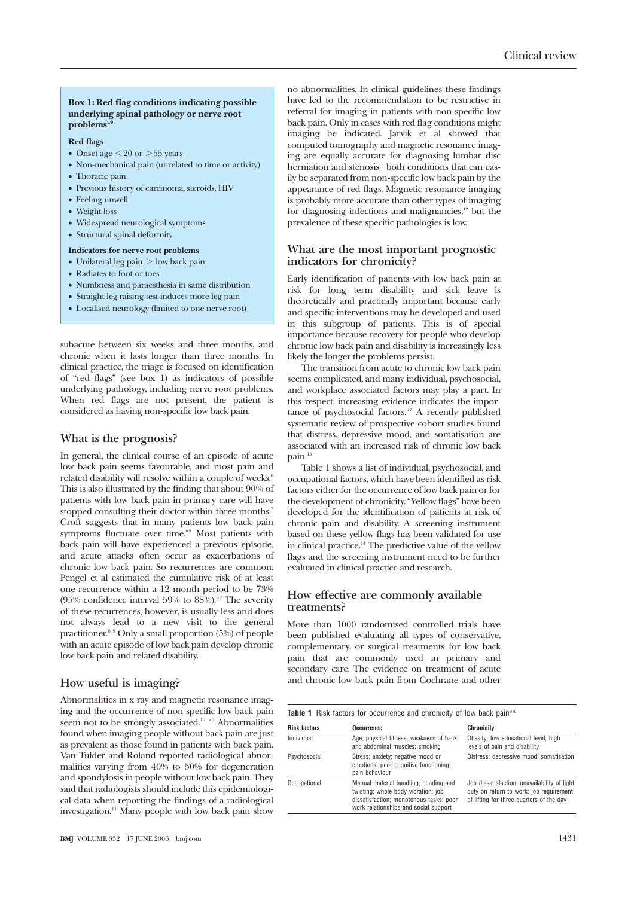**Box 1: Red flag conditions indicating possible underlying spinal pathology or nerve root problems[w9]**

**Red flags**

- Onset age <20 or >55 years
- Non-mechanical pain (unrelated to time or activity)
- Thoracic pain
- Previous history of carcinoma, steroids, HIV
- Feeling unwell
- Weight loss
- Widespread neurological symptoms
- Structural spinal deformity

**Indicators for nerve root problems**

- Unilateral leg pain > low back pain
- Radiates to foot or toes
- Numbness and paraesthesia in same distribution
- Straight leg raising test induces more leg pain
- Localised neurology (limited to one nerve root)

subacute between six weeks and three months, and chronic when it lasts longer than three months. In clinical practice, the triage is focused on identification of "red flags" (see box 1) as indicators of possible underlying pathology, including nerve root problems. When red flags are not present, the patient is considered as having non-specific low back pain.

## What is the prognosis?

In general, the clinical course of an episode of acute low back pain seems favourable, and most pain and related disability will resolve within a couple of weeks.[6] This is also illustrated by the finding that about 90% of patients with low back pain in primary care will have stopped consulting their doctor within three months.[7] Croft suggests that in many patients low back pain symptoms fluctuate over time.[w5] Most patients with back pain will have experienced a previous episode, and acute attacks often occur as exacerbations of chronic low back pain. So recurrences are common. Pengel et al estimated the cumulative risk of at least one recurrence within a 12 month period to be 73% (95% confidence interval 59% to 88%).[w2] The severity of these recurrences, however, is usually less and does not always lead to a new visit to the general practitioner.[8 9] Only a small proportion (5%) of people with an acute episode of low back pain develop chronic low back pain and related disability.

## How useful is imaging?

Abnormalities in x ray and magnetic resonance imaging and the occurrence of non-specific low back pain seem not to be strongly associated.[10 w6] Abnormalities found when imaging people without back pain are just as prevalent as those found in patients with back pain. Van Tulder and Roland reported radiological abnormalities varying from 40% to 50% for degeneration and spondylosis in people without low back pain. They said that radiologists should include this epidemiological data when reporting the findings of a radiological investigation.[11] Many people with low back pain show no abnormalities. In clinical guidelines these findings have led to the recommendation to be restrictive in referral for imaging in patients with non-specific low back pain. Only in cases with red flag conditions might imaging be indicated. Jarvik et al showed that computed tomography and magnetic resonance imaging are equally accurate for diagnosing lumbar disc herniation and stenosis—both conditions that can easily be separated from non-specific low back pain by the appearance of red flags. Magnetic resonance imaging is probably more accurate than other types of imaging for diagnosing infections and malignancies,[12] but the prevalence of these specific pathologies is low.

## What are the most important prognostic indicators for chronicity?

Early identification of patients with low back pain at risk for long term disability and sick leave is theoretically and practically important because early and specific interventions may be developed and used in this subgroup of patients. This is of special importance because recovery for people who develop chronic low back pain and disability is increasingly less likely the longer the problems persist.

The transition from acute to chronic low back pain seems complicated, and many individual, psychosocial, and workplace associated factors may play a part. In this respect, increasing evidence indicates the importance of psychosocial factors.[w7] A recently published systematic review of prospective cohort studies found that distress, depressive mood, and somatisation are associated with an increased risk of chronic low back pain.[13]

Table 1 shows a list of individual, psychosocial, and occupational factors, which have been identified as risk factors either for the occurrence of low back pain or for the development of chronicity. "Yellow flags" have been developed for the identification of patients at risk of chronic pain and disability. A screening instrument based on these yellow flags has been validated for use in clinical practice.[14] The predictive value of the yellow flags and the screening instrument need to be further evaluated in clinical practice and research.

## How effective are commonly available treatments?

More than 1000 randomised controlled trials have been published evaluating all types of conservative, complementary, or surgical treatments for low back pain that are commonly used in primary and secondary care. The evidence on treatment of acute and chronic low back pain from Cochrane and other

**Table 1** Risk factors for occurrence and chronicity of low back pain[w10]

| Risk factors | Occurrence | Chronicity |
|---|---|---|
| Individual | Age; physical fitness; weakness of back and abdominal muscles; smoking | Obesity; low educational level; high levels of pain and disability |
| Psychosocial | Stress; anxiety; negative mood or emotions; poor cognitive functioning; pain behaviour | Distress; depressive mood; somatisation |
| Occupational | Manual material handling; bending and twisting; whole body vibration; job dissatisfaction; monotonous tasks; poor work relationships and social support | Job dissatisfaction; unavailability of light duty on return to work; job requirement of lifting for three quarters of the day |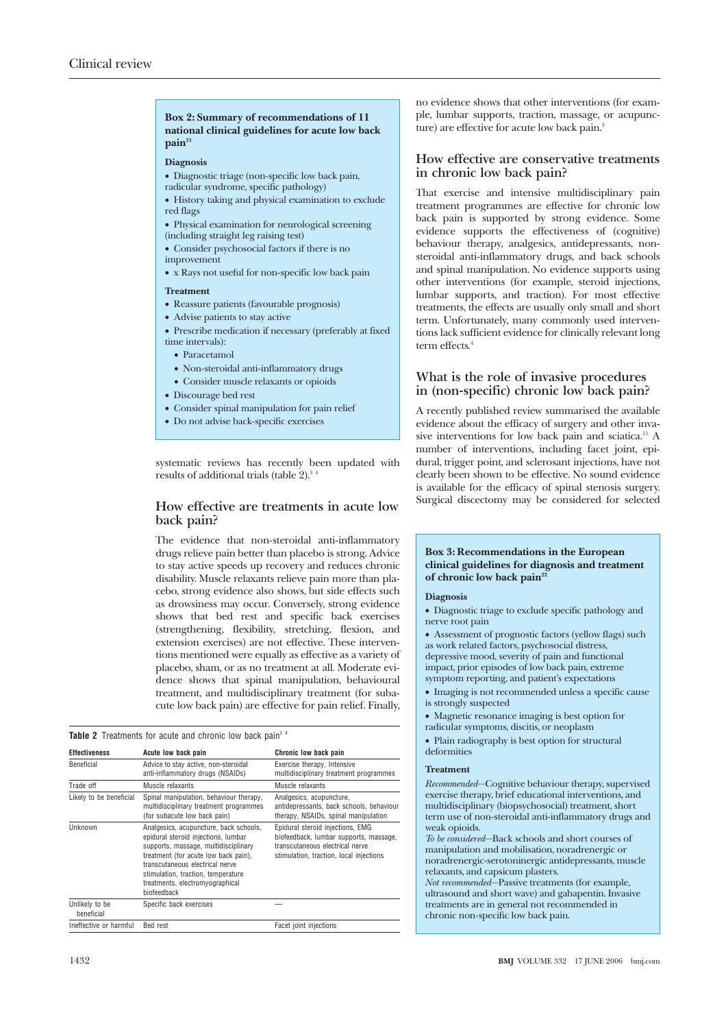### Box 2: Summary of recommendations of 11 national clinical guidelines for acute low back pain[21]

**Diagnosis**

- Diagnostic triage (non-specific low back pain, radicular syndrome, specific pathology)
- History taking and physical examination to exclude red flags
- Physical examination for neurological screening (including straight leg raising test)
- Consider psychosocial factors if there is no improvement
- x Rays not useful for non-specific low back pain

**Treatment**

- Reassure patients (favourable prognosis)
- Advise patients to stay active
- Prescribe medication if necessary (preferably at fixed time intervals):
  - Paracetamol
  - Non-steroidal anti-inflammatory drugs
  - Consider muscle relaxants or opioids
- Discourage bed rest
- Consider spinal manipulation for pain relief
- Do not advise back-specific exercises

systematic reviews has recently been updated with results of additional trials (table 2).[3 4]

## How effective are treatments in acute low back pain?

The evidence that non-steroidal anti-inflammatory drugs relieve pain better than placebo is strong. Advice to stay active speeds up recovery and reduces chronic disability. Muscle relaxants relieve pain more than placebo, strong evidence also shows, but side effects such as drowsiness may occur. Conversely, strong evidence shows that bed rest and specific back exercises (strengthening, flexibility, stretching, flexion, and extension exercises) are not effective. These interventions mentioned were equally as effective as a variety of placebo, sham, or as no treatment at all. Moderate evidence shows that spinal manipulation, behavioural treatment, and multidisciplinary treatment (for subacute low back pain) are effective for pain relief. Finally, no evidence shows that other interventions (for example, lumbar supports, traction, massage, or acupuncture) are effective for acute low back pain.[3]

**Table 2** Treatments for acute and chronic low back pain[3 4]

| Effectiveness | Acute low back pain | Chronic low back pain |
|---|---|---|
| Beneficial | Advice to stay active, non-steroidal anti-inflammatory drugs (NSAIDs) | Exercise therapy, Intensive multidisciplinary treatment programmes |
| Trade off | Muscle relaxants | Muscle relaxants |
| Likely to be beneficial | Spinal manipulation, behaviour therapy, multidisciplinary treatment programmes (for subacute low back pain) | Analgesics, acupuncture, antidepressants, back schools, behaviour therapy, NSAIDs, spinal manipulation |
| Unknown | Analgesics, acupuncture, back schools, epidural steroid injections, lumbar supports, massage, multidisciplinary treatment (for acute low back pain), transcutaneous electrical nerve stimulation, traction, temperature treatments, electromyographical biofeedback | Epidural steroid injections, EMG biofeedback, lumbar supports, massage, transcutaneous electrical nerve stimulation, traction, local injections |
| Unlikely to be beneficial | Specific back exercises | — |
| Ineffective or harmful | Bed rest | Facet joint injections |

## How effective are conservative treatments in chronic low back pain?

That exercise and intensive multidisciplinary pain treatment programmes are effective for chronic low back pain is supported by strong evidence. Some evidence supports the effectiveness of (cognitive) behaviour therapy, analgesics, antidepressants, non-steroidal anti-inflammatory drugs, and back schools and spinal manipulation. No evidence supports using other interventions (for example, steroid injections, lumbar supports, and traction). For most effective treatments, the effects are usually only small and short term. Unfortunately, many commonly used interventions lack sufficient evidence for clinically relevant long term effects.[4]

## What is the role of invasive procedures in (non-specific) chronic low back pain?

A recently published review summarised the available evidence about the efficacy of surgery and other invasive interventions for low back pain and sciatica.[15] A number of interventions, including facet joint, epidural, trigger point, and sclerosant injections, have not clearly been shown to be effective. No sound evidence is available for the efficacy of spinal stenosis surgery. Surgical discectomy may be considered for selected

### Box 3: Recommendations in the European clinical guidelines for diagnosis and treatment of chronic low back pain[22]

**Diagnosis**

- Diagnostic triage to exclude specific pathology and nerve root pain
- Assessment of prognostic factors (yellow flags) such as work related factors, psychosocial distress, depressive mood, severity of pain and functional impact, prior episodes of low back pain, extreme symptom reporting, and patient's expectations
- Imaging is not recommended unless a specific cause is strongly suspected
- Magnetic resonance imaging is best option for radicular symptoms, discitis, or neoplasm
- Plain radiography is best option for structural deformities

**Treatment**

*Recommended*—Cognitive behaviour therapy, supervised exercise therapy, brief educational interventions, and multidisciplinary (biopsychosocial) treatment, short term use of non-steroidal anti-inflammatory drugs and weak opioids.

*To be considered*—Back schools and short courses of manipulation and mobilisation, noradrenergic or noradrenergic-serotoninergic antidepressants, muscle relaxants, and capsicum plasters.

*Not recommended*—Passive treatments (for example, ultrasound and short wave) and gabapentin. Invasive treatments are in general not recommended in chronic non-specific low back pain.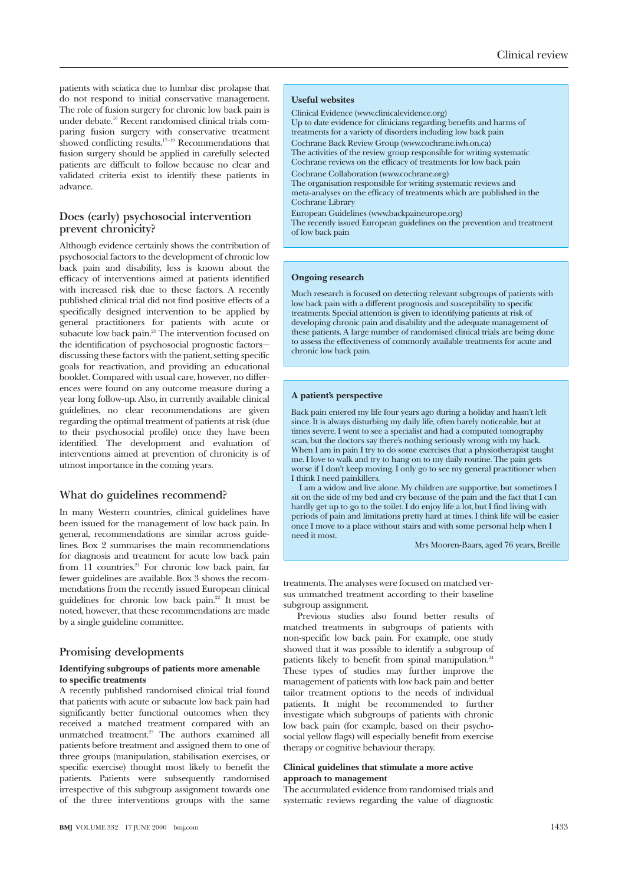patients with sciatica due to lumbar disc prolapse that do not respond to initial conservative management. The role of fusion surgery for chronic low back pain is under debate.[16] Recent randomised clinical trials comparing fusion surgery with conservative treatment showed conflicting results.[17–19] Recommendations that fusion surgery should be applied in carefully selected patients are difficult to follow because no clear and validated criteria exist to identify these patients in advance.

## Does (early) psychosocial intervention prevent chronicity?

Although evidence certainly shows the contribution of psychosocial factors to the development of chronic low back pain and disability, less is known about the efficacy of interventions aimed at patients identified with increased risk due to these factors. A recently published clinical trial did not find positive effects of a specifically designed intervention to be applied by general practitioners for patients with acute or subacute low back pain.[20] The intervention focused on the identification of psychosocial prognostic factors—discussing these factors with the patient, setting specific goals for reactivation, and providing an educational booklet. Compared with usual care, however, no differences were found on any outcome measure during a year long follow-up. Also, in currently available clinical guidelines, no clear recommendations are given regarding the optimal treatment of patients at risk (due to their psychosocial profile) once they have been identified. The development and evaluation of interventions aimed at prevention of chronicity is of utmost importance in the coming years.

## What do guidelines recommend?

In many Western countries, clinical guidelines have been issued for the management of low back pain. In general, recommendations are similar across guidelines. Box 2 summarises the main recommendations for diagnosis and treatment for acute low back pain from 11 countries.[21] For chronic low back pain, far fewer guidelines are available. Box 3 shows the recommendations from the recently issued European clinical guidelines for chronic low back pain.[22] It must be noted, however, that these recommendations are made by a single guideline committee.

## Promising developments

### Identifying subgroups of patients more amenable to specific treatments

A recently published randomised clinical trial found that patients with acute or subacute low back pain had significantly better functional outcomes when they received a matched treatment compared with an unmatched treatment.[23] The authors examined all patients before treatment and assigned them to one of three groups (manipulation, stabilisation exercises, or specific exercise) thought most likely to benefit the patients. Patients were subsequently randomised irrespective of this subgroup assignment towards one of the three interventions groups with the same treatments. The analyses were focused on matched versus unmatched treatment according to their baseline subgroup assignment.

Previous studies also found better results of matched treatments in subgroups of patients with non-specific low back pain. For example, one study showed that it was possible to identify a subgroup of patients likely to benefit from spinal manipulation.[24] These types of studies may further improve the management of patients with low back pain and better tailor treatment options to the needs of individual patients. It might be recommended to further investigate which subgroups of patients with chronic low back pain (for example, based on their psychosocial yellow flags) will especially benefit from exercise therapy or cognitive behaviour therapy.

### Clinical guidelines that stimulate a more active approach to management

The accumulated evidence from randomised trials and systematic reviews regarding the value of diagnostic

---

**Useful websites**

Clinical Evidence (www.clinicalevidence.org)
Up to date evidence for clinicians regarding benefits and harms of treatments for a variety of disorders including low back pain

Cochrane Back Review Group (www.cochrane.iwh.on.ca)
The activities of the review group responsible for writing systematic Cochrane reviews on the efficacy of treatments for low back pain

Cochrane Collaboration (www.cochrane.org)
The organisation responsible for writing systematic reviews and meta-analyses on the efficacy of treatments which are published in the Cochrane Library

European Guidelines (www.backpaineurope.org)
The recently issued European guidelines on the prevention and treatment of low back pain

---

**Ongoing research**

Much research is focused on detecting relevant subgroups of patients with low back pain with a different prognosis and susceptibility to specific treatments. Special attention is given to identifying patients at risk of developing chronic pain and disability and the adequate management of these patients. A large number of randomised clinical trials are being done to assess the effectiveness of commonly available treatments for acute and chronic low back pain.

---

**A patient's perspective**

Back pain entered my life four years ago during a holiday and hasn't left since. It is always disturbing my daily life, often barely noticeable, but at times severe. I went to see a specialist and had a computed tomography scan, but the doctors say there's nothing seriously wrong with my back. When I am in pain I try to do some exercises that a physiotherapist taught me. I love to walk and try to hang on to my daily routine. The pain gets worse if I don't keep moving. I only go to see my general practitioner when I think I need painkillers.

I am a widow and live alone. My children are supportive, but sometimes I sit on the side of my bed and cry because of the pain and the fact that I can hardly get up to go to the toilet. I do enjoy life a lot, but I find living with periods of pain and limitations pretty hard at times. I think life will be easier once I move to a place without stairs and with some personal help when I need it most.

Mrs Mooren-Baars, aged 76 years, Breille